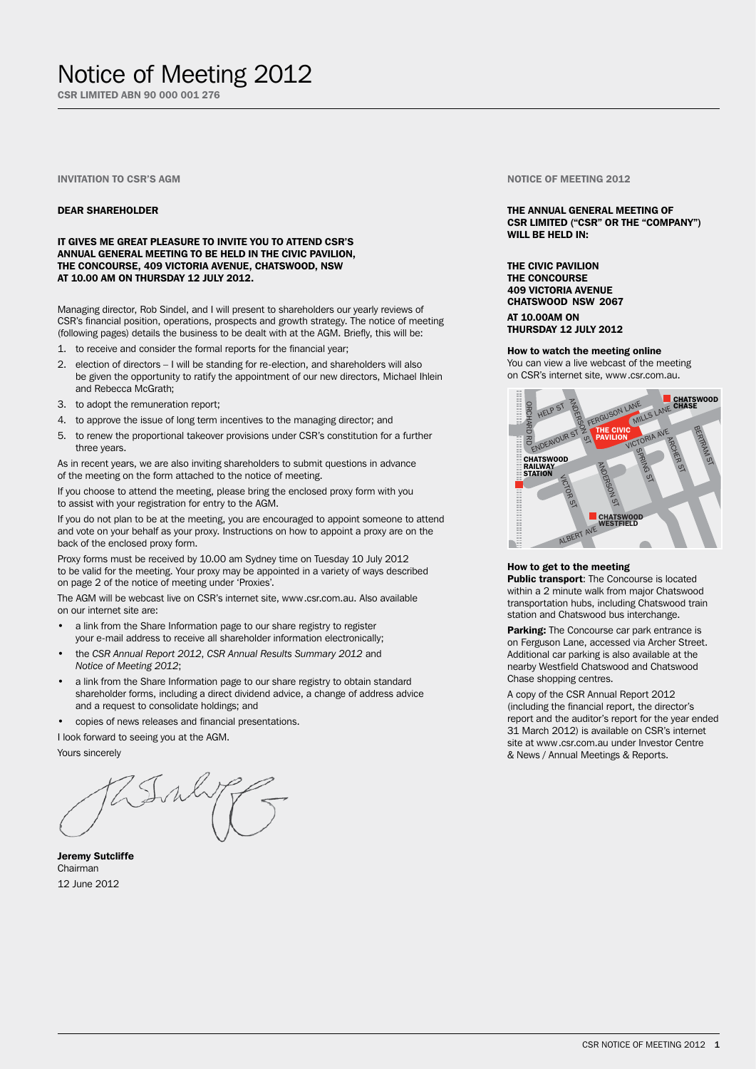# Notice of Meeting 2012

CSR LIMITED ABN 90 000 001 276

## INVITATION TO CSR'S AGM

**DEAR SHAREHOLDER**

**IT GIVES ME GREAT PLEASURE TO INVITE YOU TO ATTEND CSR'S ANNUAL GENERAL MEETING TO BE HELD IN THE CIVIC PAVILION, THE CONCOURSE, 409 VICTORIA AVENUE, CHATSWOOD, NSW AT 10.00 AM ON THURSDAY 12 JULY 2012.**

Managing director, Rob Sindel, and I will present to shareholders our yearly reviews of CSR's financial position, operations, prospects and growth strategy. The notice of meeting (following pages) details the business to be dealt with at the AGM. Briefly, this will be:

1. to receive and consider the formal reports for the financial year;
2. election of directors – I will be standing for re-election, and shareholders will also be given the opportunity to ratify the appointment of our new directors, Michael Ihlein and Rebecca McGrath;
3. to adopt the remuneration report;
4. to approve the issue of long term incentives to the managing director; and
5. to renew the proportional takeover provisions under CSR's constitution for a further three years.

As in recent years, we are also inviting shareholders to submit questions in advance of the meeting on the form attached to the notice of meeting.

If you choose to attend the meeting, please bring the enclosed proxy form with you to assist with your registration for entry to the AGM.

If you do not plan to be at the meeting, you are encouraged to appoint someone to attend and vote on your behalf as your proxy. Instructions on how to appoint a proxy are on the back of the enclosed proxy form.

Proxy forms must be received by 10.00 am Sydney time on Tuesday 10 July 2012 to be valid for the meeting. Your proxy may be appointed in a variety of ways described on page 2 of the notice of meeting under 'Proxies'.

The AGM will be webcast live on CSR's internet site, www.csr.com.au. Also available on our internet site are:

- a link from the Share Information page to our share registry to register your e-mail address to receive all shareholder information electronically;
- the *CSR Annual Report 2012*, *CSR Annual Results Summary 2012* and *Notice of Meeting 2012*;
- a link from the Share Information page to our share registry to obtain standard shareholder forms, including a direct dividend advice, a change of address advice and a request to consolidate holdings; and
- copies of news releases and financial presentations.

I look forward to seeing you at the AGM.

Yours sincerely

**Jeremy Sutcliffe**
Chairman
12 June 2012

## NOTICE OF MEETING 2012

**THE ANNUAL GENERAL MEETING OF CSR LIMITED ("CSR" OR THE "COMPANY") WILL BE HELD IN:**

**THE CIVIC PAVILION**
**THE CONCOURSE**
**409 VICTORIA AVENUE**
**CHATSWOOD NSW 2067**

**AT 10.00AM ON**
**THURSDAY 12 JULY 2012**

**How to watch the meeting online**
You can view a live webcast of the meeting on CSR's internet site, www.csr.com.au.

**How to get to the meeting**

**Public transport**: The Concourse is located within a 2 minute walk from major Chatswood transportation hubs, including Chatswood train station and Chatswood bus interchange.

**Parking:** The Concourse car park entrance is on Ferguson Lane, accessed via Archer Street. Additional car parking is also available at the nearby Westfield Chatswood and Chatswood Chase shopping centres.

A copy of the CSR Annual Report 2012 (including the financial report, the director's report and the auditor's report for the year ended 31 March 2012) is available on CSR's internet site at www.csr.com.au under Investor Centre & News / Annual Meetings & Reports.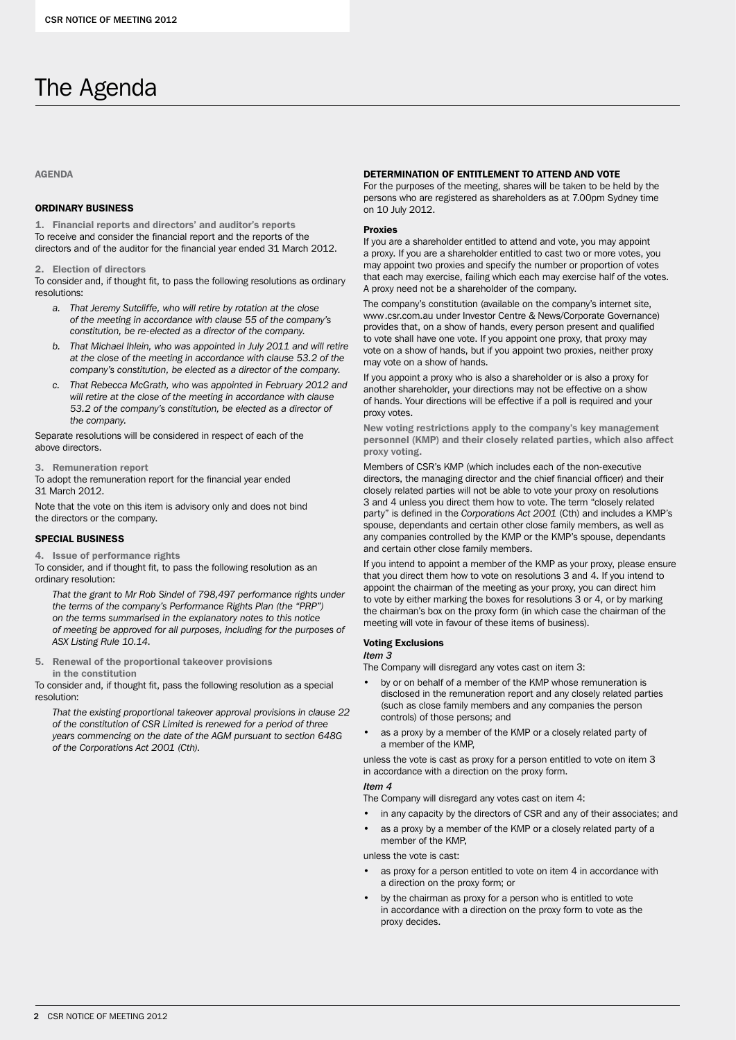# The Agenda

## AGENDA

### ORDINARY BUSINESS

**1. Financial reports and directors' and auditor's reports**

To receive and consider the financial report and the reports of the directors and of the auditor for the financial year ended 31 March 2012.

**2. Election of directors**

To consider and, if thought fit, to pass the following resolutions as ordinary resolutions:

a. *That Jeremy Sutcliffe, who will retire by rotation at the close of the meeting in accordance with clause 55 of the company's constitution, be re-elected as a director of the company.*

b. *That Michael Ihlein, who was appointed in July 2011 and will retire at the close of the meeting in accordance with clause 53.2 of the company's constitution, be elected as a director of the company.*

c. *That Rebecca McGrath, who was appointed in February 2012 and will retire at the close of the meeting in accordance with clause 53.2 of the company's constitution, be elected as a director of the company.*

Separate resolutions will be considered in respect of each of the above directors.

**3. Remuneration report**

To adopt the remuneration report for the financial year ended 31 March 2012.

Note that the vote on this item is advisory only and does not bind the directors or the company.

### SPECIAL BUSINESS

**4. Issue of performance rights**

To consider, and if thought fit, to pass the following resolution as an ordinary resolution:

*That the grant to Mr Rob Sindel of 798,497 performance rights under the terms of the company's Performance Rights Plan (the "PRP") on the terms summarised in the explanatory notes to this notice of meeting be approved for all purposes, including for the purposes of ASX Listing Rule 10.14.*

**5. Renewal of the proportional takeover provisions in the constitution**

To consider and, if thought fit, pass the following resolution as a special resolution:

*That the existing proportional takeover approval provisions in clause 22 of the constitution of CSR Limited is renewed for a period of three years commencing on the date of the AGM pursuant to section 648G of the Corporations Act 2001 (Cth).*

### DETERMINATION OF ENTITLEMENT TO ATTEND AND VOTE

For the purposes of the meeting, shares will be taken to be held by the persons who are registered as shareholders as at 7.00pm Sydney time on 10 July 2012.

#### Proxies

If you are a shareholder entitled to attend and vote, you may appoint a proxy. If you are a shareholder entitled to cast two or more votes, you may appoint two proxies and specify the number or proportion of votes that each may exercise, failing which each may exercise half of the votes. A proxy need not be a shareholder of the company.

The company's constitution (available on the company's internet site, www.csr.com.au under Investor Centre & News/Corporate Governance) provides that, on a show of hands, every person present and qualified to vote shall have one vote. If you appoint one proxy, that proxy may vote on a show of hands, but if you appoint two proxies, neither proxy may vote on a show of hands.

If you appoint a proxy who is also a shareholder or is also a proxy for another shareholder, your directions may not be effective on a show of hands. Your directions will be effective if a poll is required and your proxy votes.

**New voting restrictions apply to the company's key management personnel (KMP) and their closely related parties, which also affect proxy voting.**

Members of CSR's KMP (which includes each of the non-executive directors, the managing director and the chief financial officer) and their closely related parties will not be able to vote your proxy on resolutions 3 and 4 unless you direct them how to vote. The term "closely related party" is defined in the *Corporations Act 2001* (Cth) and includes a KMP's spouse, dependants and certain other close family members, as well as any companies controlled by the KMP or the KMP's spouse, dependants and certain other close family members.

If you intend to appoint a member of the KMP as your proxy, please ensure that you direct them how to vote on resolutions 3 and 4. If you intend to appoint the chairman of the meeting as your proxy, you can direct him to vote by either marking the boxes for resolutions 3 or 4, or by marking the chairman's box on the proxy form (in which case the chairman of the meeting will vote in favour of these items of business).

#### Voting Exclusions

*Item 3*

The Company will disregard any votes cast on item 3:

- by or on behalf of a member of the KMP whose remuneration is disclosed in the remuneration report and any closely related parties (such as close family members and any companies the person controls) of those persons; and
- as a proxy by a member of the KMP or a closely related party of a member of the KMP,

unless the vote is cast as proxy for a person entitled to vote on item 3 in accordance with a direction on the proxy form.

*Item 4*

The Company will disregard any votes cast on item 4:

- in any capacity by the directors of CSR and any of their associates; and
- as a proxy by a member of the KMP or a closely related party of a member of the KMP,

unless the vote is cast:

- as proxy for a person entitled to vote on item 4 in accordance with a direction on the proxy form; or
- by the chairman as proxy for a person who is entitled to vote in accordance with a direction on the proxy form to vote as the proxy decides.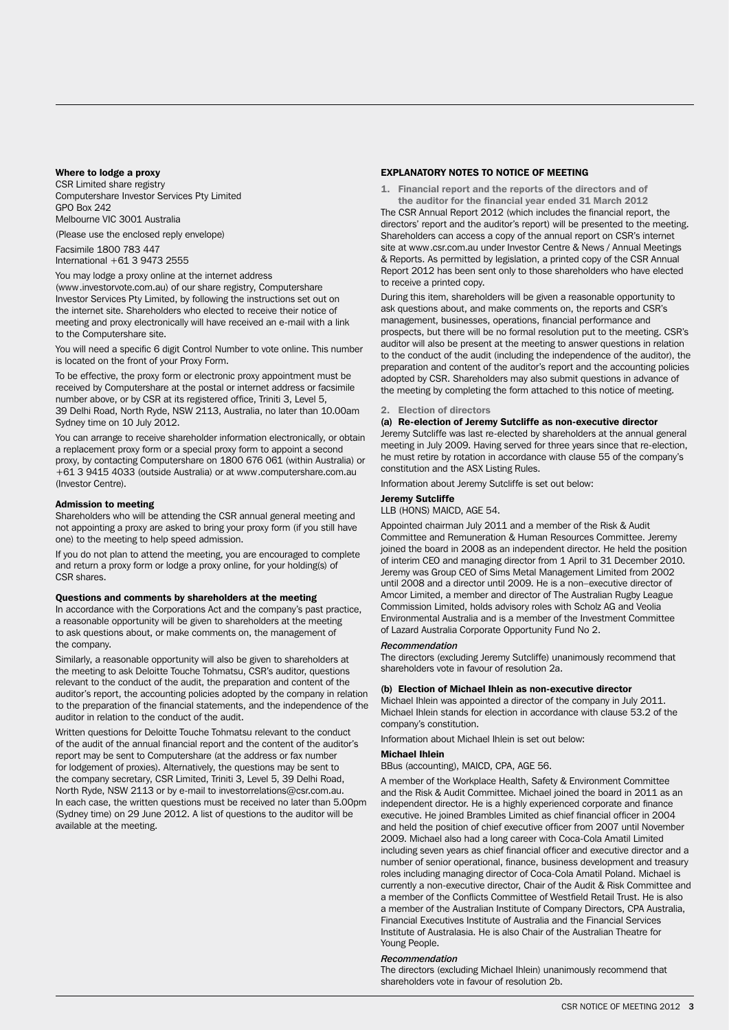### Where to lodge a proxy

CSR Limited share registry
Computershare Investor Services Pty Limited
GPO Box 242
Melbourne VIC 3001 Australia

(Please use the enclosed reply envelope)

Facsimile 1800 783 447
International +61 3 9473 2555

You may lodge a proxy online at the internet address (www.investorvote.com.au) of our share registry, Computershare Investor Services Pty Limited, by following the instructions set out on the internet site. Shareholders who elected to receive their notice of meeting and proxy electronically will have received an e-mail with a link to the Computershare site.

You will need a specific 6 digit Control Number to vote online. This number is located on the front of your Proxy Form.

To be effective, the proxy form or electronic proxy appointment must be received by Computershare at the postal or internet address or facsimile number above, or by CSR at its registered office, Triniti 3, Level 5, 39 Delhi Road, North Ryde, NSW 2113, Australia, no later than 10.00am Sydney time on 10 July 2012.

You can arrange to receive shareholder information electronically, or obtain a replacement proxy form or a special proxy form to appoint a second proxy, by contacting Computershare on 1800 676 061 (within Australia) or +61 3 9415 4033 (outside Australia) or at www.computershare.com.au (Investor Centre).

### Admission to meeting

Shareholders who will be attending the CSR annual general meeting and not appointing a proxy are asked to bring your proxy form (if you still have one) to the meeting to help speed admission.

If you do not plan to attend the meeting, you are encouraged to complete and return a proxy form or lodge a proxy online, for your holding(s) of CSR shares.

### Questions and comments by shareholders at the meeting

In accordance with the Corporations Act and the company's past practice, a reasonable opportunity will be given to shareholders at the meeting to ask questions about, or make comments on, the management of the company.

Similarly, a reasonable opportunity will also be given to shareholders at the meeting to ask Deloitte Touche Tohmatsu, CSR's auditor, questions relevant to the conduct of the audit, the preparation and content of the auditor's report, the accounting policies adopted by the company in relation to the preparation of the financial statements, and the independence of the auditor in relation to the conduct of the audit.

Written questions for Deloitte Touche Tohmatsu relevant to the conduct of the audit of the annual financial report and the content of the auditor's report may be sent to Computershare (at the address or fax number for lodgement of proxies). Alternatively, the questions may be sent to the company secretary, CSR Limited, Triniti 3, Level 5, 39 Delhi Road, North Ryde, NSW 2113 or by e-mail to investorrelations@csr.com.au. In each case, the written questions must be received no later than 5.00pm (Sydney time) on 29 June 2012. A list of questions to the auditor will be available at the meeting.

## EXPLANATORY NOTES TO NOTICE OF MEETING

### 1. Financial report and the reports of the directors and of the auditor for the financial year ended 31 March 2012

The CSR Annual Report 2012 (which includes the financial report, the directors' report and the auditor's report) will be presented to the meeting. Shareholders can access a copy of the annual report on CSR's internet site at www.csr.com.au under Investor Centre & News / Annual Meetings & Reports. As permitted by legislation, a printed copy of the CSR Annual Report 2012 has been sent only to those shareholders who have elected to receive a printed copy.

During this item, shareholders will be given a reasonable opportunity to ask questions about, and make comments on, the reports and CSR's management, businesses, operations, financial performance and prospects, but there will be no formal resolution put to the meeting. CSR's auditor will also be present at the meeting to answer questions in relation to the conduct of the audit (including the independence of the auditor), the preparation and content of the auditor's report and the accounting policies adopted by CSR. Shareholders may also submit questions in advance of the meeting by completing the form attached to this notice of meeting.

### 2. Election of directors

#### (a) Re-election of Jeremy Sutcliffe as non-executive director

Jeremy Sutcliffe was last re-elected by shareholders at the annual general meeting in July 2009. Having served for three years since that re-election, he must retire by rotation in accordance with clause 55 of the company's constitution and the ASX Listing Rules.

Information about Jeremy Sutcliffe is set out below:

**Jeremy Sutcliffe**

LLB (HONS) MAICD, AGE 54.

Appointed chairman July 2011 and a member of the Risk & Audit Committee and Remuneration & Human Resources Committee. Jeremy joined the board in 2008 as an independent director. He held the position of interim CEO and managing director from 1 April to 31 December 2010. Jeremy was Group CEO of Sims Metal Management Limited from 2002 until 2008 and a director until 2009. He is a non–executive director of Amcor Limited, a member and director of The Australian Rugby League Commission Limited, holds advisory roles with Scholz AG and Veolia Environmental Australia and is a member of the Investment Committee of Lazard Australia Corporate Opportunity Fund No 2.

*Recommendation*

The directors (excluding Jeremy Sutcliffe) unanimously recommend that shareholders vote in favour of resolution 2a.

#### (b) Election of Michael Ihlein as non-executive director

Michael Ihlein was appointed a director of the company in July 2011. Michael Ihlein stands for election in accordance with clause 53.2 of the company's constitution.

Information about Michael Ihlein is set out below:

**Michael Ihlein**

BBus (accounting), MAICD, CPA, AGE 56.

A member of the Workplace Health, Safety & Environment Committee and the Risk & Audit Committee. Michael joined the board in 2011 as an independent director. He is a highly experienced corporate and finance executive. He joined Brambles Limited as chief financial officer in 2004 and held the position of chief executive officer from 2007 until November 2009. Michael also had a long career with Coca-Cola Amatil Limited including seven years as chief financial officer and executive director and a number of senior operational, finance, business development and treasury roles including managing director of Coca-Cola Amatil Poland. Michael is currently a non-executive director, Chair of the Audit & Risk Committee and a member of the Conflicts Committee of Westfield Retail Trust. He is also a member of the Australian Institute of Company Directors, CPA Australia, Financial Executives Institute of Australia and the Financial Services Institute of Australasia. He is also Chair of the Australian Theatre for Young People.

*Recommendation*

The directors (excluding Michael Ihlein) unanimously recommend that shareholders vote in favour of resolution 2b.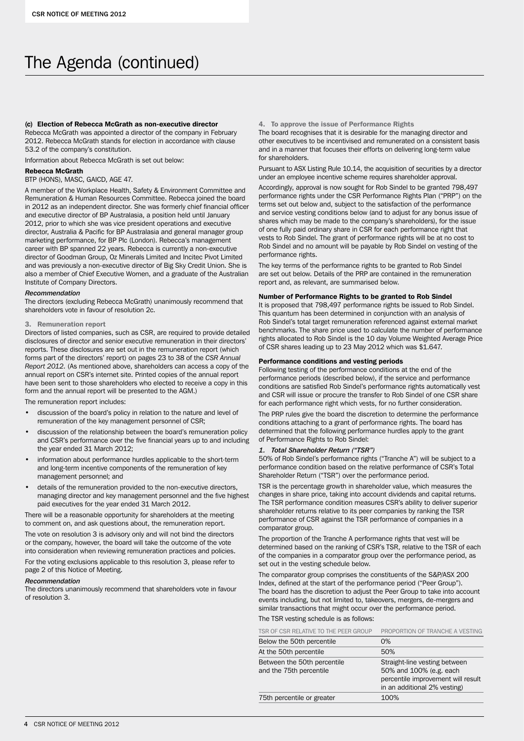# The Agenda (continued)

**(c) Election of Rebecca McGrath as non-executive director**

Rebecca McGrath was appointed a director of the company in February 2012. Rebecca McGrath stands for election in accordance with clause 53.2 of the company's constitution.

Information about Rebecca McGrath is set out below:

**Rebecca McGrath**

BTP (HONS), MASC, GAICD, AGE 47.

A member of the Workplace Health, Safety & Environment Committee and Remuneration & Human Resources Committee. Rebecca joined the board in 2012 as an independent director. She was formerly chief financial officer and executive director of BP Australasia, a position held until January 2012, prior to which she was vice president operations and executive director, Australia & Pacific for BP Australasia and general manager group marketing performance, for BP Plc (London). Rebecca's management career with BP spanned 22 years. Rebecca is currently a non-executive director of Goodman Group, Oz Minerals Limited and Incitec Pivot Limited and was previously a non-executive director of Big Sky Credit Union. She is also a member of Chief Executive Women, and a graduate of the Australian Institute of Company Directors.

*Recommendation*

The directors (excluding Rebecca McGrath) unanimously recommend that shareholders vote in favour of resolution 2c.

**3. Remuneration report**

Directors of listed companies, such as CSR, are required to provide detailed disclosures of director and senior executive remuneration in their directors' reports. These disclosures are set out in the remuneration report (which forms part of the directors' report) on pages 23 to 38 of the *CSR Annual Report 2012*. (As mentioned above, shareholders can access a copy of the annual report on CSR's internet site. Printed copies of the annual report have been sent to those shareholders who elected to receive a copy in this form and the annual report will be presented to the AGM.)

The remuneration report includes:

- discussion of the board's policy in relation to the nature and level of remuneration of the key management personnel of CSR;
- discussion of the relationship between the board's remuneration policy and CSR's performance over the five financial years up to and including the year ended 31 March 2012;
- information about performance hurdles applicable to the short-term and long-term incentive components of the remuneration of key management personnel; and
- details of the remuneration provided to the non-executive directors, managing director and key management personnel and the five highest paid executives for the year ended 31 March 2012.

There will be a reasonable opportunity for shareholders at the meeting to comment on, and ask questions about, the remuneration report.

The vote on resolution 3 is advisory only and will not bind the directors or the company, however, the board will take the outcome of the vote into consideration when reviewing remuneration practices and policies.

For the voting exclusions applicable to this resolution 3, please refer to page 2 of this Notice of Meeting.

*Recommendation*

The directors unanimously recommend that shareholders vote in favour of resolution 3.

**4. To approve the issue of Performance Rights**

The board recognises that it is desirable for the managing director and other executives to be incentivised and remunerated on a consistent basis and in a manner that focuses their efforts on delivering long-term value for shareholders.

Pursuant to ASX Listing Rule 10.14, the acquisition of securities by a director under an employee incentive scheme requires shareholder approval.

Accordingly, approval is now sought for Rob Sindel to be granted 798,497 performance rights under the CSR Performance Rights Plan ("PRP") on the terms set out below and, subject to the satisfaction of the performance and service vesting conditions below (and to adjust for any bonus issue of shares which may be made to the company's shareholders), for the issue of one fully paid ordinary share in CSR for each performance right that vests to Rob Sindel. The grant of performance rights will be at no cost to Rob Sindel and no amount will be payable by Rob Sindel on vesting of the performance rights.

The key terms of the performance rights to be granted to Rob Sindel are set out below. Details of the PRP are contained in the remuneration report and, as relevant, are summarised below.

**Number of Performance Rights to be granted to Rob Sindel**

It is proposed that 798,497 performance rights be issued to Rob Sindel. This quantum has been determined in conjunction with an analysis of Rob Sindel's total target remuneration referenced against external market benchmarks. The share price used to calculate the number of performance rights allocated to Rob Sindel is the 10 day Volume Weighted Average Price of CSR shares leading up to 23 May 2012 which was $1.647.

**Performance conditions and vesting periods**

Following testing of the performance conditions at the end of the performance periods (described below), if the service and performance conditions are satisfied Rob Sindel's performance rights automatically vest and CSR will issue or procure the transfer to Rob Sindel of one CSR share for each performance right which vests, for no further consideration.

The PRP rules give the board the discretion to determine the performance conditions attaching to a grant of performance rights. The board has determined that the following performance hurdles apply to the grant of Performance Rights to Rob Sindel:

*1. Total Shareholder Return ("TSR")*

50% of Rob Sindel's performance rights ("Tranche A") will be subject to a performance condition based on the relative performance of CSR's Total Shareholder Return ("TSR") over the performance period.

TSR is the percentage growth in shareholder value, which measures the changes in share price, taking into account dividends and capital returns. The TSR performance condition measures CSR's ability to deliver superior shareholder returns relative to its peer companies by ranking the TSR performance of CSR against the TSR performance of companies in a comparator group.

The proportion of the Tranche A performance rights that vest will be determined based on the ranking of CSR's TSR, relative to the TSR of each of the companies in a comparator group over the performance period, as set out in the vesting schedule below.

The comparator group comprises the constituents of the S&P/ASX 200 Index, defined at the start of the performance period ("Peer Group"). The board has the discretion to adjust the Peer Group to take into account events including, but not limited to, takeovers, mergers, de-mergers and similar transactions that might occur over the performance period.

The TSR vesting schedule is as follows:

| TSR OF CSR RELATIVE TO THE PEER GROUP | PROPORTION OF TRANCHE A VESTING |
|---|---|
| Below the 50th percentile | 0% |
| At the 50th percentile | 50% |
| Between the 50th percentile and the 75th percentile | Straight-line vesting between 50% and 100% (e.g. each percentile improvement will result in an additional 2% vesting) |
| 75th percentile or greater | 100% |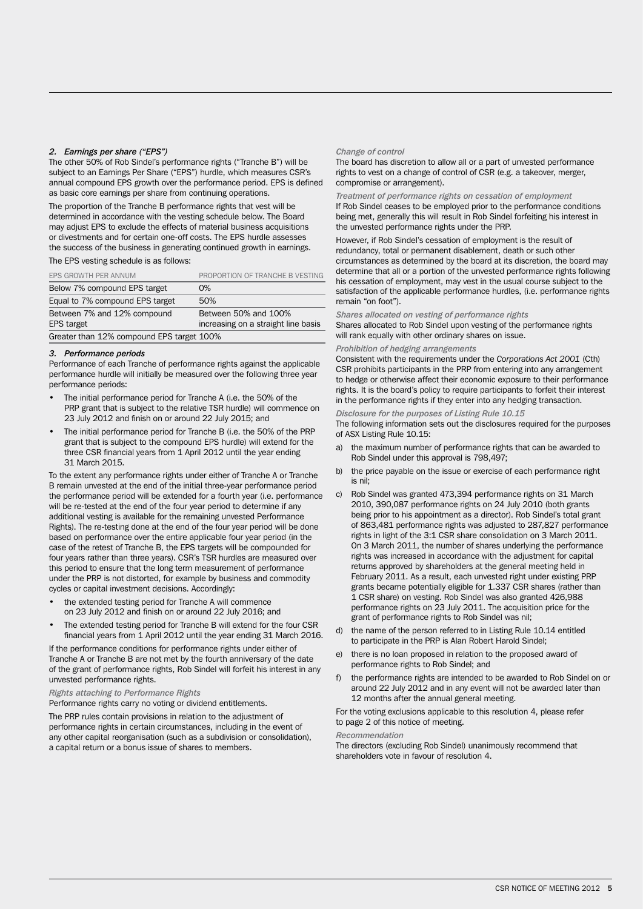### 2. *Earnings per share ("EPS")*

The other 50% of Rob Sindel's performance rights ("Tranche B") will be subject to an Earnings Per Share ("EPS") hurdle, which measures CSR's annual compound EPS growth over the performance period. EPS is defined as basic core earnings per share from continuing operations.

The proportion of the Tranche B performance rights that vest will be determined in accordance with the vesting schedule below. The Board may adjust EPS to exclude the effects of material business acquisitions or divestments and for certain one-off costs. The EPS hurdle assesses the success of the business in generating continued growth in earnings.

The EPS vesting schedule is as follows:

| EPS GROWTH PER ANNUM | PROPORTION OF TRANCHE B VESTING |
|---|---|
| Below 7% compound EPS target | 0% |
| Equal to 7% compound EPS target | 50% |
| Between 7% and 12% compound EPS target | Between 50% and 100% increasing on a straight line basis |
| Greater than 12% compound EPS target | 100% |

### 3. *Performance periods*

Performance of each Tranche of performance rights against the applicable performance hurdle will initially be measured over the following three year performance periods:

- The initial performance period for Tranche A (i.e. the 50% of the PRP grant that is subject to the relative TSR hurdle) will commence on 23 July 2012 and finish on or around 22 July 2015; and
- The initial performance period for Tranche B (i.e. the 50% of the PRP grant that is subject to the compound EPS hurdle) will extend for the three CSR financial years from 1 April 2012 until the year ending 31 March 2015.

To the extent any performance rights under either of Tranche A or Tranche B remain unvested at the end of the initial three-year performance period the performance period will be extended for a fourth year (i.e. performance will be re-tested at the end of the four year period to determine if any additional vesting is available for the remaining unvested Performance Rights). The re-testing done at the end of the four year period will be done based on performance over the entire applicable four year period (in the case of the retest of Tranche B, the EPS targets will be compounded for four years rather than three years). CSR's TSR hurdles are measured over this period to ensure that the long term measurement of performance under the PRP is not distorted, for example by business and commodity cycles or capital investment decisions. Accordingly:

- the extended testing period for Tranche A will commence on 23 July 2012 and finish on or around 22 July 2016; and
- The extended testing period for Tranche B will extend for the four CSR financial years from 1 April 2012 until the year ending 31 March 2016.

If the performance conditions for performance rights under either of Tranche A or Tranche B are not met by the fourth anniversary of the date of the grant of performance rights, Rob Sindel will forfeit his interest in any unvested performance rights.

*Rights attaching to Performance Rights*

Performance rights carry no voting or dividend entitlements.

The PRP rules contain provisions in relation to the adjustment of performance rights in certain circumstances, including in the event of any other capital reorganisation (such as a subdivision or consolidation), a capital return or a bonus issue of shares to members.

*Change of control*

The board has discretion to allow all or a part of unvested performance rights to vest on a change of control of CSR (e.g. a takeover, merger, compromise or arrangement).

*Treatment of performance rights on cessation of employment*

If Rob Sindel ceases to be employed prior to the performance conditions being met, generally this will result in Rob Sindel forfeiting his interest in the unvested performance rights under the PRP.

However, if Rob Sindel's cessation of employment is the result of redundancy, total or permanent disablement, death or such other circumstances as determined by the board at its discretion, the board may determine that all or a portion of the unvested performance rights following his cessation of employment, may vest in the usual course subject to the satisfaction of the applicable performance hurdles, (i.e. performance rights remain "on foot").

*Shares allocated on vesting of performance rights*

Shares allocated to Rob Sindel upon vesting of the performance rights will rank equally with other ordinary shares on issue.

*Prohibition of hedging arrangements*

Consistent with the requirements under the *Corporations Act 2001* (Cth) CSR prohibits participants in the PRP from entering into any arrangement to hedge or otherwise affect their economic exposure to their performance rights. It is the board's policy to require participants to forfeit their interest in the performance rights if they enter into any hedging transaction.

*Disclosure for the purposes of Listing Rule 10.15*

The following information sets out the disclosures required for the purposes of ASX Listing Rule 10.15:

a) the maximum number of performance rights that can be awarded to Rob Sindel under this approval is 798,497;

b) the price payable on the issue or exercise of each performance right is nil;

c) Rob Sindel was granted 473,394 performance rights on 31 March 2010, 390,087 performance rights on 24 July 2010 (both grants being prior to his appointment as a director). Rob Sindel's total grant of 863,481 performance rights was adjusted to 287,827 performance rights in light of the 3:1 CSR share consolidation on 3 March 2011. On 3 March 2011, the number of shares underlying the performance rights was increased in accordance with the adjustment for capital returns approved by shareholders at the general meeting held in February 2011. As a result, each unvested right under existing PRP grants became potentially eligible for 1.337 CSR shares (rather than 1 CSR share) on vesting. Rob Sindel was also granted 426,988 performance rights on 23 July 2011. The acquisition price for the grant of performance rights to Rob Sindel was nil;

d) the name of the person referred to in Listing Rule 10.14 entitled to participate in the PRP is Alan Robert Harold Sindel;

e) there is no loan proposed in relation to the proposed award of performance rights to Rob Sindel; and

f) the performance rights are intended to be awarded to Rob Sindel on or around 22 July 2012 and in any event will not be awarded later than 12 months after the annual general meeting.

For the voting exclusions applicable to this resolution 4, please refer to page 2 of this notice of meeting.

*Recommendation*

The directors (excluding Rob Sindel) unanimously recommend that shareholders vote in favour of resolution 4.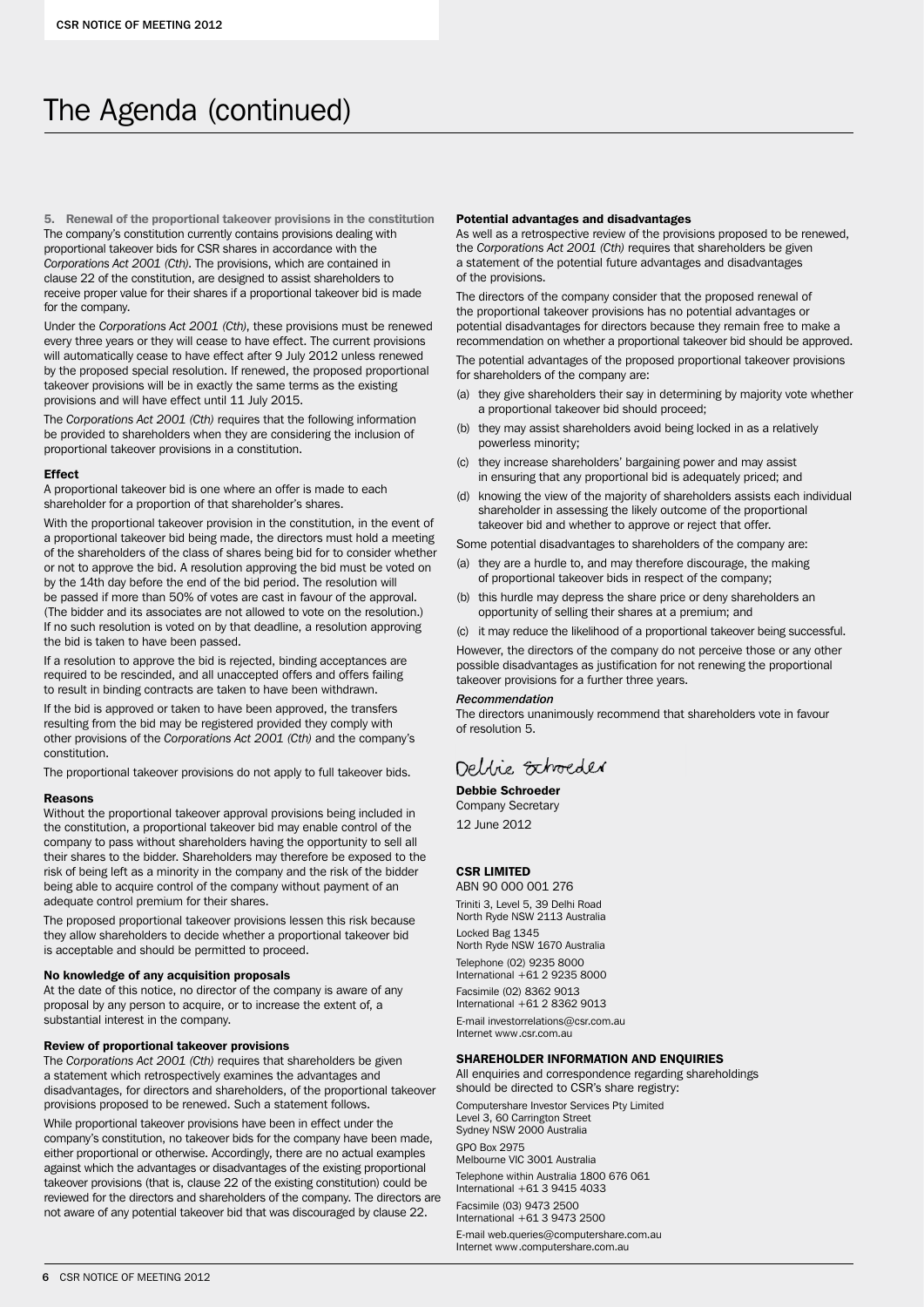# The Agenda (continued)

**5. Renewal of the proportional takeover provisions in the constitution**

The company's constitution currently contains provisions dealing with proportional takeover bids for CSR shares in accordance with the *Corporations Act 2001 (Cth)*. The provisions, which are contained in clause 22 of the constitution, are designed to assist shareholders to receive proper value for their shares if a proportional takeover bid is made for the company.

Under the *Corporations Act 2001 (Cth)*, these provisions must be renewed every three years or they will cease to have effect. The current provisions will automatically cease to have effect after 9 July 2012 unless renewed by the proposed special resolution. If renewed, the proposed proportional takeover provisions will be in exactly the same terms as the existing provisions and will have effect until 11 July 2015.

The *Corporations Act 2001 (Cth)* requires that the following information be provided to shareholders when they are considering the inclusion of proportional takeover provisions in a constitution.

### Effect

A proportional takeover bid is one where an offer is made to each shareholder for a proportion of that shareholder's shares.

With the proportional takeover provision in the constitution, in the event of a proportional takeover bid being made, the directors must hold a meeting of the shareholders of the class of shares being bid for to consider whether or not to approve the bid. A resolution approving the bid must be voted on by the 14th day before the end of the bid period. The resolution will be passed if more than 50% of votes are cast in favour of the approval. (The bidder and its associates are not allowed to vote on the resolution.) If no such resolution is voted on by that deadline, a resolution approving the bid is taken to have been passed.

If a resolution to approve the bid is rejected, binding acceptances are required to be rescinded, and all unaccepted offers and offers failing to result in binding contracts are taken to have been withdrawn.

If the bid is approved or taken to have been approved, the transfers resulting from the bid may be registered provided they comply with other provisions of the *Corporations Act 2001 (Cth)* and the company's constitution.

The proportional takeover provisions do not apply to full takeover bids.

### Reasons

Without the proportional takeover approval provisions being included in the constitution, a proportional takeover bid may enable control of the company to pass without shareholders having the opportunity to sell all their shares to the bidder. Shareholders may therefore be exposed to the risk of being left as a minority in the company and the risk of the bidder being able to acquire control of the company without payment of an adequate control premium for their shares.

The proposed proportional takeover provisions lessen this risk because they allow shareholders to decide whether a proportional takeover bid is acceptable and should be permitted to proceed.

### No knowledge of any acquisition proposals

At the date of this notice, no director of the company is aware of any proposal by any person to acquire, or to increase the extent of, a substantial interest in the company.

### Review of proportional takeover provisions

The *Corporations Act 2001 (Cth)* requires that shareholders be given a statement which retrospectively examines the advantages and disadvantages, for directors and shareholders, of the proportional takeover provisions proposed to be renewed. Such a statement follows.

While proportional takeover provisions have been in effect under the company's constitution, no takeover bids for the company have been made, either proportional or otherwise. Accordingly, there are no actual examples against which the advantages or disadvantages of the existing proportional takeover provisions (that is, clause 22 of the existing constitution) could be reviewed for the directors and shareholders of the company. The directors are not aware of any potential takeover bid that was discouraged by clause 22.

### Potential advantages and disadvantages

As well as a retrospective review of the provisions proposed to be renewed, the *Corporations Act 2001 (Cth)* requires that shareholders be given a statement of the potential future advantages and disadvantages of the provisions.

The directors of the company consider that the proposed renewal of the proportional takeover provisions has no potential advantages or potential disadvantages for directors because they remain free to make a recommendation on whether a proportional takeover bid should be approved.

The potential advantages of the proposed proportional takeover provisions for shareholders of the company are:

(a) they give shareholders their say in determining by majority vote whether a proportional takeover bid should proceed;

(b) they may assist shareholders avoid being locked in as a relatively powerless minority;

(c) they increase shareholders' bargaining power and may assist in ensuring that any proportional bid is adequately priced; and

(d) knowing the view of the majority of shareholders assists each individual shareholder in assessing the likely outcome of the proportional takeover bid and whether to approve or reject that offer.

Some potential disadvantages to shareholders of the company are:

(a) they are a hurdle to, and may therefore discourage, the making of proportional takeover bids in respect of the company;

(b) this hurdle may depress the share price or deny shareholders an opportunity of selling their shares at a premium; and

(c) it may reduce the likelihood of a proportional takeover being successful.

However, the directors of the company do not perceive those or any other possible disadvantages as justification for not renewing the proportional takeover provisions for a further three years.

*Recommendation*

The directors unanimously recommend that shareholders vote in favour of resolution 5.

Debbie Schroeder

**Debbie Schroeder**
Company Secretary
12 June 2012

### CSR LIMITED

ABN 90 000 001 276

Triniti 3, Level 5, 39 Delhi Road
North Ryde NSW 2113 Australia

Locked Bag 1345
North Ryde NSW 1670 Australia

Telephone (02) 9235 8000
International +61 2 9235 8000

Facsimile (02) 8362 9013
International +61 2 8362 9013

E-mail investorrelations@csr.com.au
Internet www.csr.com.au

### SHAREHOLDER INFORMATION AND ENQUIRIES

All enquiries and correspondence regarding shareholdings should be directed to CSR's share registry:

Computershare Investor Services Pty Limited
Level 3, 60 Carrington Street
Sydney NSW 2000 Australia

GPO Box 2975
Melbourne VIC 3001 Australia

Telephone within Australia 1800 676 061
International +61 3 9415 4033

Facsimile (03) 9473 2500
International +61 3 9473 2500

E-mail web.queries@computershare.com.au
Internet www.computershare.com.au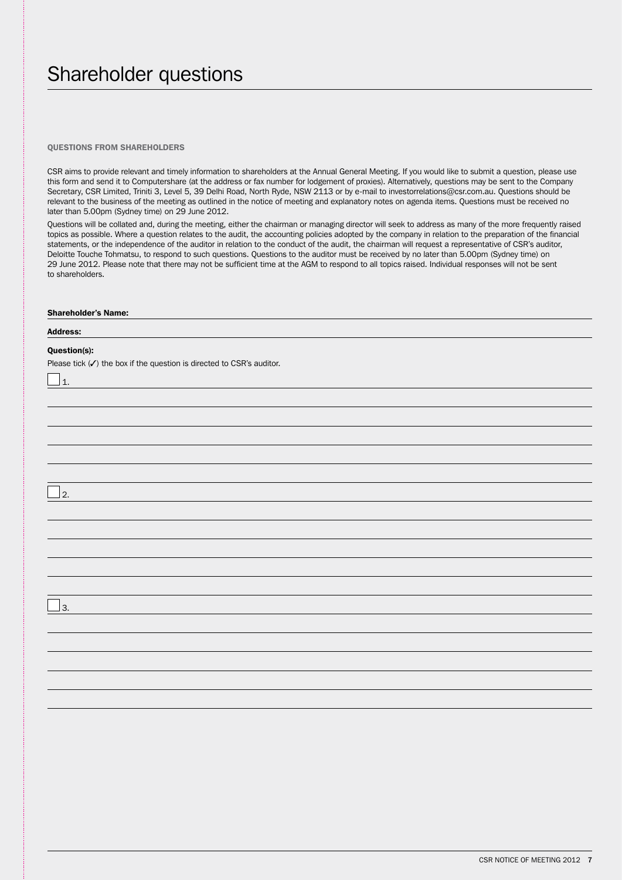# Shareholder questions

## QUESTIONS FROM SHAREHOLDERS

CSR aims to provide relevant and timely information to shareholders at the Annual General Meeting. If you would like to submit a question, please use this form and send it to Computershare (at the address or fax number for lodgement of proxies). Alternatively, questions may be sent to the Company Secretary, CSR Limited, Triniti 3, Level 5, 39 Delhi Road, North Ryde, NSW 2113 or by e-mail to investorrelations@csr.com.au. Questions should be relevant to the business of the meeting as outlined in the notice of meeting and explanatory notes on agenda items. Questions must be received no later than 5.00pm (Sydney time) on 29 June 2012.

Questions will be collated and, during the meeting, either the chairman or managing director will seek to address as many of the more frequently raised topics as possible. Where a question relates to the audit, the accounting policies adopted by the company in relation to the preparation of the financial statements, or the independence of the auditor in relation to the conduct of the audit, the chairman will request a representative of CSR's auditor, Deloitte Touche Tohmatsu, to respond to such questions. Questions to the auditor must be received by no later than 5.00pm (Sydney time) on 29 June 2012. Please note that there may not be sufficient time at the AGM to respond to all topics raised. Individual responses will not be sent to shareholders.

**Shareholder's Name:** ______________________________

**Address:** ______________________________

**Question(s):**

Please tick (✓) the box if the question is directed to CSR's auditor.

☐ 1. ______________________________

______________________________

______________________________

______________________________

______________________________

______________________________

☐ 2. ______________________________

______________________________

______________________________

______________________________

______________________________

______________________________

☐ 3. ______________________________

______________________________

______________________________

______________________________

______________________________

______________________________